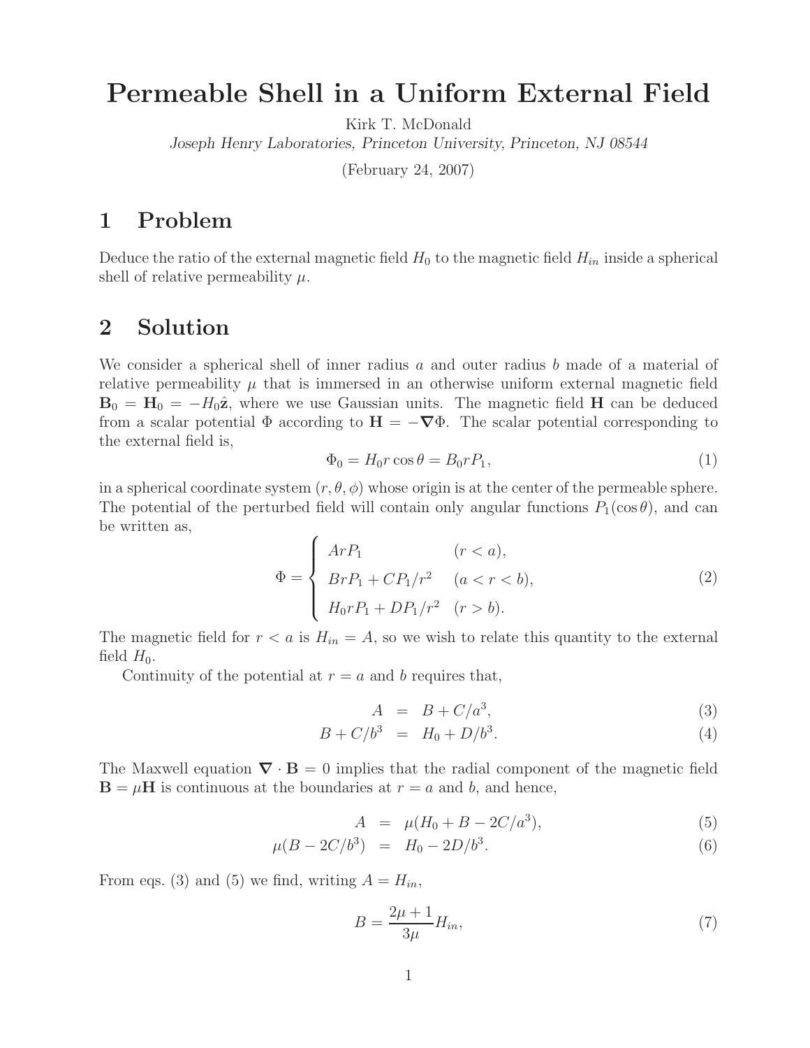# Permeable Shell in a Uniform External Field

Kirk T. McDonald

*Joseph Henry Laboratories, Princeton University, Princeton, NJ 08544*

(February 24, 2007)

## 1 Problem

Deduce the ratio of the external magnetic field $H_0$ to the magnetic field $H_{in}$ inside a spherical shell of relative permeability $\mu$.

## 2 Solution

We consider a spherical shell of inner radius $a$ and outer radius $b$ made of a material of relative permeability $\mu$ that is immersed in an otherwise uniform external magnetic field $\mathbf{B}_0 = \mathbf{H}_0 = -H_0\hat{\mathbf{z}}$, where we use Gaussian units. The magnetic field $\mathbf{H}$ can be deduced from a scalar potential $\Phi$ according to $\mathbf{H} = -\boldsymbol{\nabla}\Phi$. The scalar potential corresponding to the external field is,

$$\Phi_0 = H_0 r\cos\theta = B_0 r P_1, \tag{1}$$

in a spherical coordinate system $(r, \theta, \phi)$ whose origin is at the center of the permeable sphere. The potential of the perturbed field will contain only angular functions $P_1(\cos\theta)$, and can be written as,

$$\Phi = \begin{cases} ArP_1 & (r < a), \\ BrP_1 + CP_1/r^2 & (a < r < b), \\ H_0 rP_1 + DP_1/r^2 & (r > b). \end{cases} \tag{2}$$

The magnetic field for $r < a$ is $H_{in} = A$, so we wish to relate this quantity to the external field $H_0$.

Continuity of the potential at $r = a$ and $b$ requires that,

$$A = B + C/a^3, \tag{3}$$

$$B + C/b^3 = H_0 + D/b^3. \tag{4}$$

The Maxwell equation $\boldsymbol{\nabla}\cdot\mathbf{B} = 0$ implies that the radial component of the magnetic field $\mathbf{B} = \mu\mathbf{H}$ is continuous at the boundaries at $r = a$ and $b$, and hence,

$$A = \mu(H_0 + B - 2C/a^3), \tag{5}$$

$$\mu(B - 2C/b^3) = H_0 - 2D/b^3. \tag{6}$$

From eqs. (3) and (5) we find, writing $A = H_{in}$,

$$B = \frac{2\mu + 1}{3\mu} H_{in}, \tag{7}$$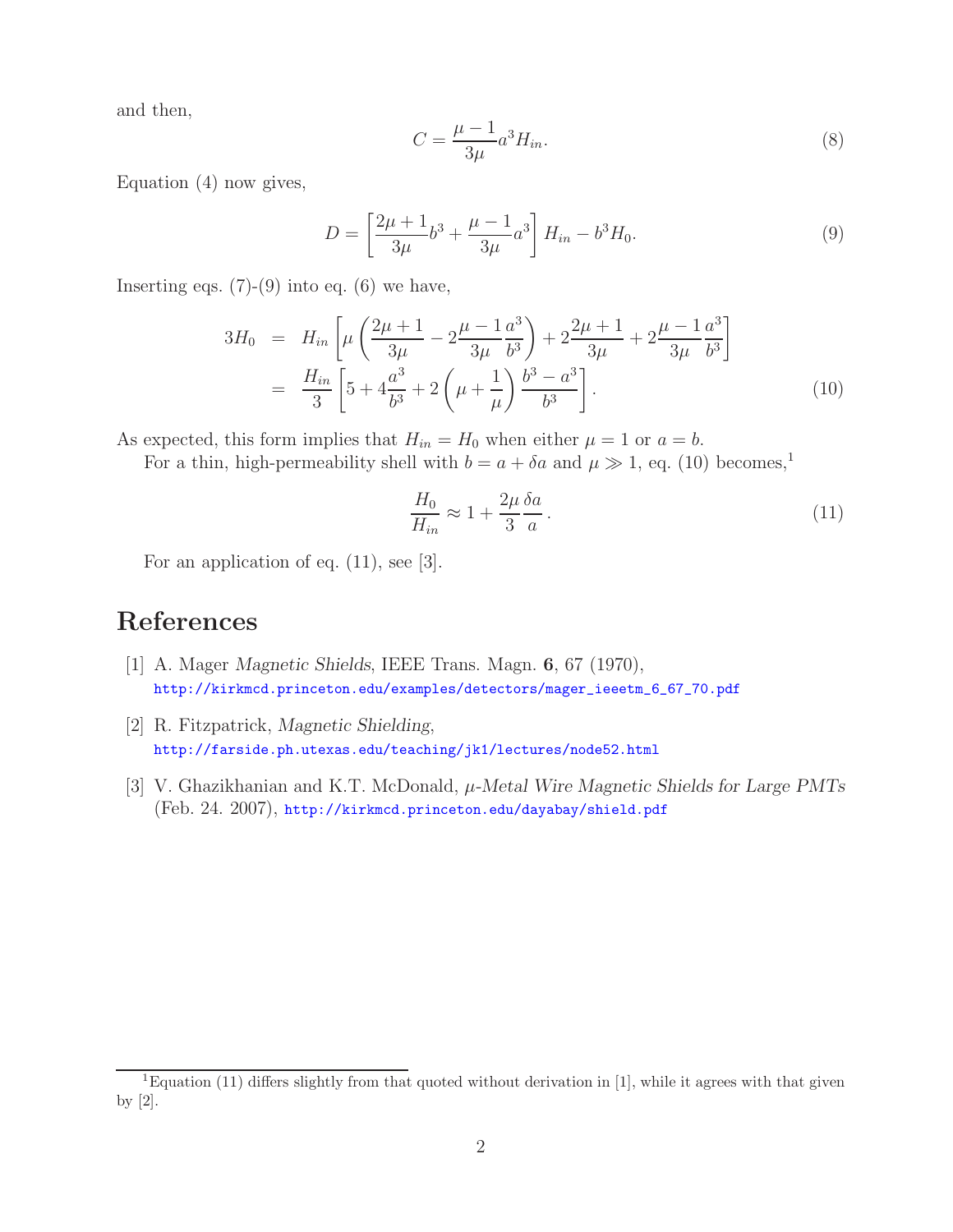and then,

$$C = \frac{\mu - 1}{3\mu} a^3 H_{in}. \tag{8}$$

Equation (4) now gives,

$$D = \left[ \frac{2\mu + 1}{3\mu} b^3 + \frac{\mu - 1}{3\mu} a^3 \right] H_{in} - b^3 H_0. \tag{9}$$

Inserting eqs. (7)-(9) into eq. (6) we have,

$$\begin{aligned} 3H_0 &= H_{in} \left[ \mu \left( \frac{2\mu + 1}{3\mu} - 2\frac{\mu - 1}{3\mu} \frac{a^3}{b^3} \right) + 2\frac{2\mu + 1}{3\mu} + 2\frac{\mu - 1}{3\mu} \frac{a^3}{b^3} \right] \\ &= \frac{H_{in}}{3} \left[ 5 + 4\frac{a^3}{b^3} + 2\left( \mu + \frac{1}{\mu} \right) \frac{b^3 - a^3}{b^3} \right]. \end{aligned} \tag{10}$$

As expected, this form implies that $H_{in} = H_0$ when either $\mu = 1$ or $a = b$.

For a thin, high-permeability shell with $b = a + \delta a$ and $\mu \gg 1$, eq. (10) becomes,[1]

$$\frac{H_0}{H_{in}} \approx 1 + \frac{2\mu}{3} \frac{\delta a}{a}. \tag{11}$$

For an application of eq. (11), see [3].

# References

[1] A. Mager *Magnetic Shields*, IEEE Trans. Magn. **6**, 67 (1970), http://kirkmcd.princeton.edu/examples/detectors/mager_ieeetm_6_67_70.pdf

[2] R. Fitzpatrick, *Magnetic Shielding*, http://farside.ph.utexas.edu/teaching/jk1/lectures/node52.html

[3] V. Ghazikhanian and K.T. McDonald, *μ-Metal Wire Magnetic Shields for Large PMTs* (Feb. 24. 2007), http://kirkmcd.princeton.edu/dayabay/shield.pdf

---

[1] Equation (11) differs slightly from that quoted without derivation in [1], while it agrees with that given by [2].